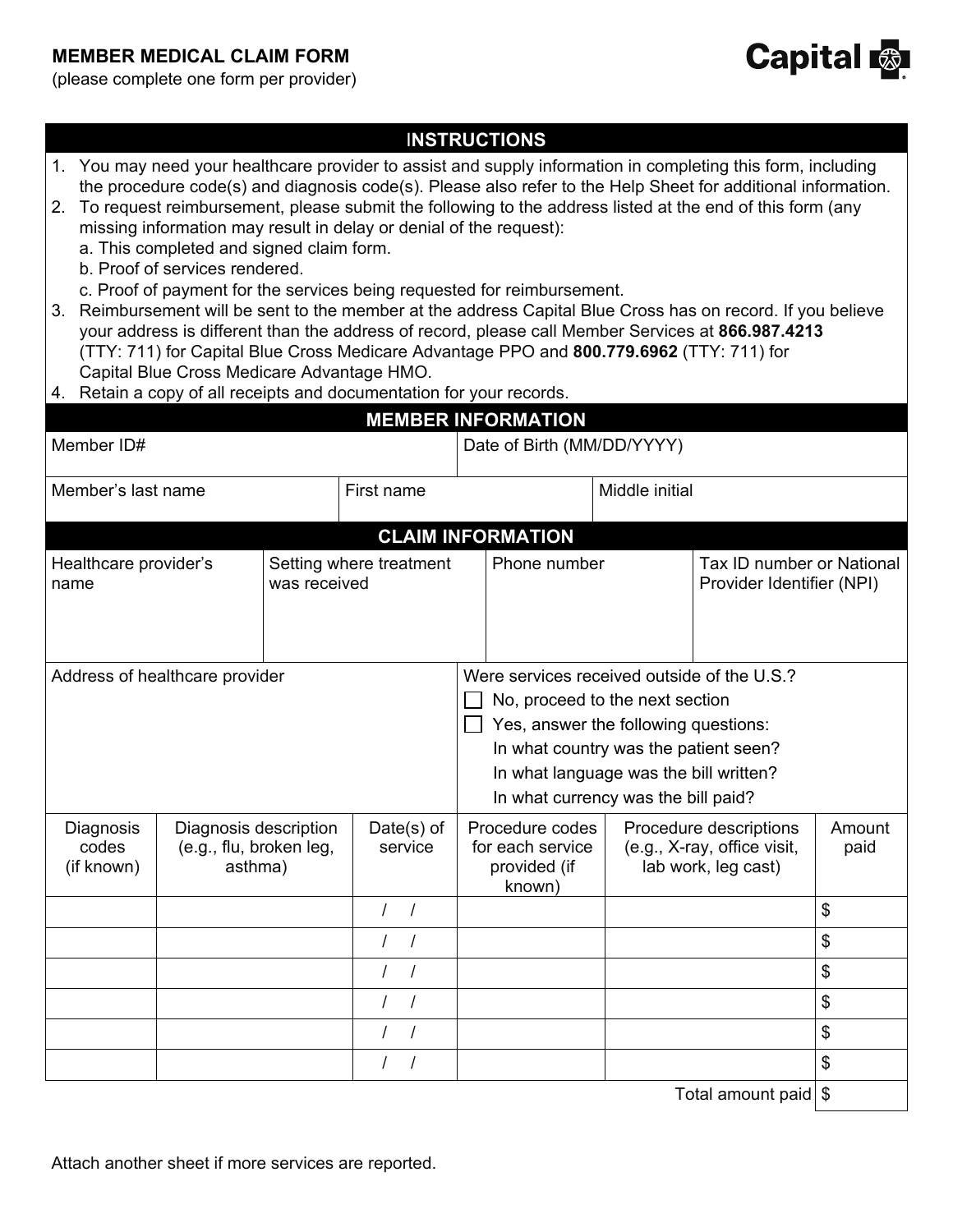**MEMBER MEDICAL CLAIM FORM**
(please complete one form per provider)

Capital

## INSTRUCTIONS

1. You may need your healthcare provider to assist and supply information in completing this form, including the procedure code(s) and diagnosis code(s). Please also refer to the Help Sheet for additional information.
2. To request reimbursement, please submit the following to the address listed at the end of this form (any missing information may result in delay or denial of the request):
   a. This completed and signed claim form.
   b. Proof of services rendered.
   c. Proof of payment for the services being requested for reimbursement.
3. Reimbursement will be sent to the member at the address Capital Blue Cross has on record. If you believe your address is different than the address of record, please call Member Services at **866.987.4213** (TTY: 711) for Capital Blue Cross Medicare Advantage PPO and **800.779.6962** (TTY: 711) for Capital Blue Cross Medicare Advantage HMO.
4. Retain a copy of all receipts and documentation for your records.

## MEMBER INFORMATION

| Member ID# | | Date of Birth (MM/DD/YYYY) |
|---|---|---|
| | | |

| Member's last name | First name | Middle initial |
|---|---|---|
| | | |

## CLAIM INFORMATION

| Healthcare provider's name | Setting where treatment was received | Phone number | Tax ID number or National Provider Identifier (NPI) |
|---|---|---|---|
| | | | |

| Address of healthcare provider | Were services received outside of the U.S.? |
|---|---|
| | ☐ No, proceed to the next section<br>☐ Yes, answer the following questions:<br>In what country was the patient seen?<br>In what language was the bill written?<br>In what currency was the bill paid? |

| Diagnosis codes (if known) | Diagnosis description (e.g., flu, broken leg, asthma) | Date(s) of service | Procedure codes for each service provided (if known) | Procedure descriptions (e.g., X-ray, office visit, lab work, leg cast) | Amount paid |
|---|---|---|---|---|---|
| | | / / | | | $ |
| | | / / | | | $ |
| | | / / | | | $ |
| | | / / | | | $ |
| | | / / | | | $ |
| | | / / | | | $ |
| | | | | Total amount paid | $ |

Attach another sheet if more services are reported.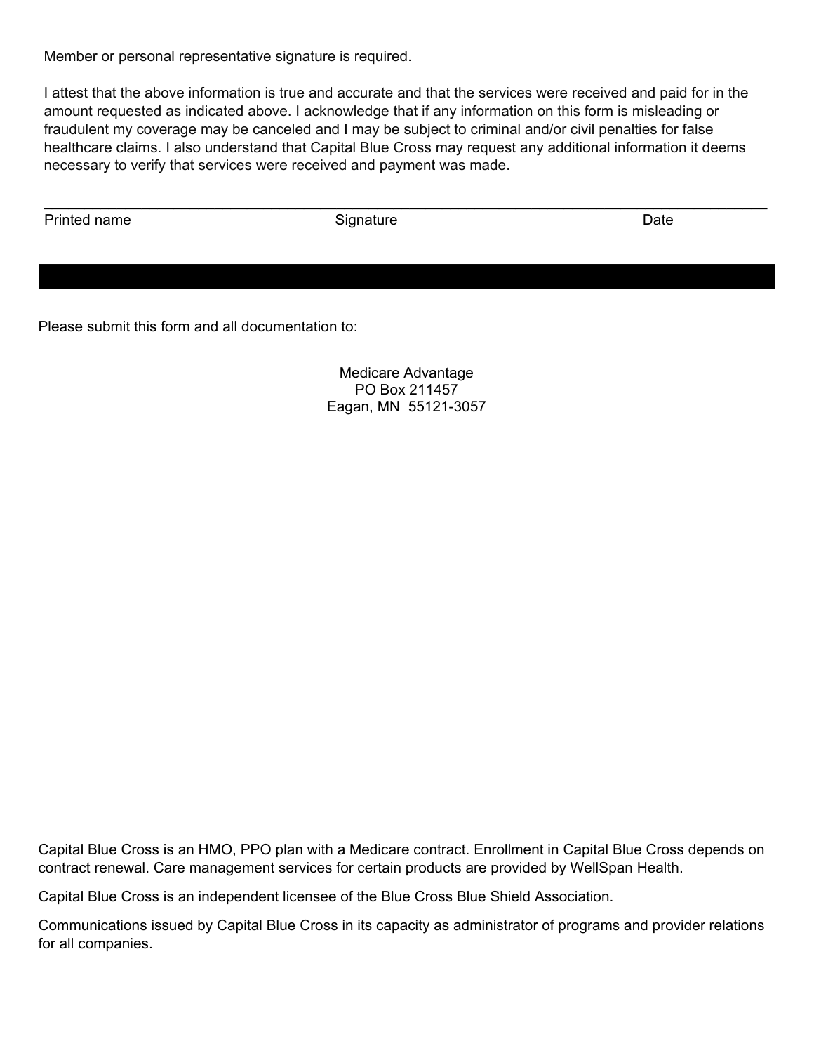Member or personal representative signature is required.

I attest that the above information is true and accurate and that the services were received and paid for in the amount requested as indicated above. I acknowledge that if any information on this form is misleading or fraudulent my coverage may be canceled and I may be subject to criminal and/or civil penalties for false healthcare claims. I also understand that Capital Blue Cross may request any additional information it deems necessary to verify that services were received and payment was made.

________________________________________________________________________________

Printed name Signature Date

Please submit this form and all documentation to:

Medicare Advantage
PO Box 211457
Eagan, MN 55121-3057

Capital Blue Cross is an HMO, PPO plan with a Medicare contract. Enrollment in Capital Blue Cross depends on contract renewal. Care management services for certain products are provided by WellSpan Health.

Capital Blue Cross is an independent licensee of the Blue Cross Blue Shield Association.

Communications issued by Capital Blue Cross in its capacity as administrator of programs and provider relations for all companies.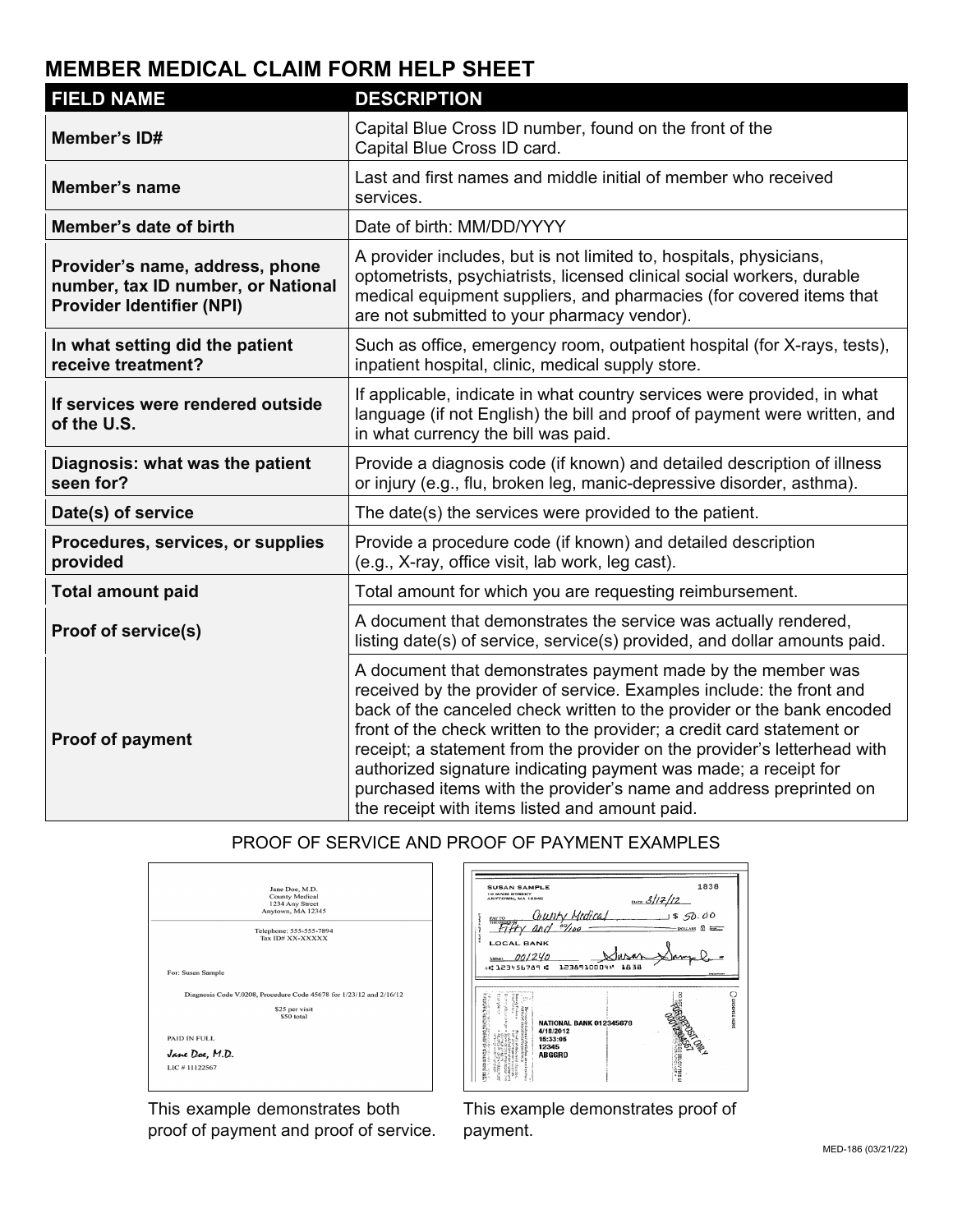# MEMBER MEDICAL CLAIM FORM HELP SHEET

| FIELD NAME | DESCRIPTION |
|---|---|
| **Member's ID#** | Capital Blue Cross ID number, found on the front of the Capital Blue Cross ID card. |
| **Member's name** | Last and first names and middle initial of member who received services. |
| **Member's date of birth** | Date of birth: MM/DD/YYYY |
| **Provider's name, address, phone number, tax ID number, or National Provider Identifier (NPI)** | A provider includes, but is not limited to, hospitals, physicians, optometrists, psychiatrists, licensed clinical social workers, durable medical equipment suppliers, and pharmacies (for covered items that are not submitted to your pharmacy vendor). |
| **In what setting did the patient receive treatment?** | Such as office, emergency room, outpatient hospital (for X-rays, tests), inpatient hospital, clinic, medical supply store. |
| **If services were rendered outside of the U.S.** | If applicable, indicate in what country services were provided, in what language (if not English) the bill and proof of payment were written, and in what currency the bill was paid. |
| **Diagnosis: what was the patient seen for?** | Provide a diagnosis code (if known) and detailed description of illness or injury (e.g., flu, broken leg, manic-depressive disorder, asthma). |
| **Date(s) of service** | The date(s) the services were provided to the patient. |
| **Procedures, services, or supplies provided** | Provide a procedure code (if known) and detailed description (e.g., X-ray, office visit, lab work, leg cast). |
| **Total amount paid** | Total amount for which you are requesting reimbursement. |
| **Proof of service(s)** | A document that demonstrates the service was actually rendered, listing date(s) of service, service(s) provided, and dollar amounts paid. |
| **Proof of payment** | A document that demonstrates payment made by the member was received by the provider of service. Examples include: the front and back of the canceled check written to the provider or the bank encoded front of the check written to the provider; a credit card statement or receipt; a statement from the provider on the provider's letterhead with authorized signature indicating payment was made; a receipt for purchased items with the provider's name and address preprinted on the receipt with items listed and amount paid. |

## PROOF OF SERVICE AND PROOF OF PAYMENT EXAMPLES

Jane Doe, M.D.
County Medical
1234 Any Street
Anytown, MA 12345

Telephone: 555-555-7894
Tax ID# XX-XXXXX

For: Susan Sample

Diagnosis Code V.0208, Procedure Code 45678 for 1/23/12 and 2/16/12

$25 per visit
$50 total

PAID IN FULL

Jane Doe, M.D.

LIC # 11122567

This example demonstrates both proof of payment and proof of service.

SUSAN SAMPLE
10 MAIN STREET
ANYTOWN, MA 12345
1838
DATE 3/17/12
PAY TO THE ORDER OF County Medical $ 50.00
Fifty and 00/100 DOLLARS
LOCAL BANK
MEMO 001240
Susan Sample
⑆123456789⑆ 12389100049 1838

NATIONAL BANK 012345678
4/18/2012
15:33:06
12345
ABGGRD
FOR DEPOSIT ONLY

This example demonstrates proof of payment.

MED-186 (03/21/22)